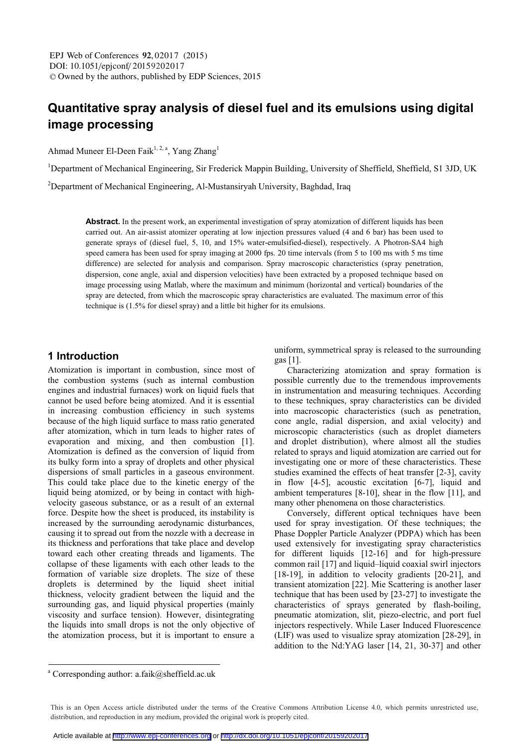# Quantitative spray analysis of diesel fuel and its emulsions using digital image processing

Ahmad Muneer El-Deen Faik[1, 2, a], Yang Zhang[1]

[1]Department of Mechanical Engineering, Sir Frederick Mappin Building, University of Sheffield, Sheffield, S1 3JD, UK

[2]Department of Mechanical Engineering, Al-Mustansiryah University, Baghdad, Iraq

**Abstract.** In the present work, an experimental investigation of spray atomization of different liquids has been carried out. An air-assist atomizer operating at low injection pressures valued (4 and 6 bar) has been used to generate sprays of (diesel fuel, 5, 10, and 15% water-emulsified-diesel), respectively. A Photron-SA4 high speed camera has been used for spray imaging at 2000 fps. 20 time intervals (from 5 to 100 ms with 5 ms time difference) are selected for analysis and comparison. Spray macroscopic characteristics (spray penetration, dispersion, cone angle, axial and dispersion velocities) have been extracted by a proposed technique based on image processing using Matlab, where the maximum and minimum (horizontal and vertical) boundaries of the spray are detected, from which the macroscopic spray characteristics are evaluated. The maximum error of this technique is (1.5% for diesel spray) and a little bit higher for its emulsions.

## 1 Introduction

Atomization is important in combustion, since most of the combustion systems (such as internal combustion engines and industrial furnaces) work on liquid fuels that cannot be used before being atomized. And it is essential in increasing combustion efficiency in such systems because of the high liquid surface to mass ratio generated after atomization, which in turn leads to higher rates of evaporation and mixing, and then combustion [1]. Atomization is defined as the conversion of liquid from its bulky form into a spray of droplets and other physical dispersions of small particles in a gaseous environment. This could take place due to the kinetic energy of the liquid being atomized, or by being in contact with high-velocity gaseous substance, or as a result of an external force. Despite how the sheet is produced, its instability is increased by the surrounding aerodynamic disturbances, causing it to spread out from the nozzle with a decrease in its thickness and perforations that take place and develop toward each other creating threads and ligaments. The collapse of these ligaments with each other leads to the formation of variable size droplets. The size of these droplets is determined by the liquid sheet initial thickness, velocity gradient between the liquid and the surrounding gas, and liquid physical properties (mainly viscosity and surface tension). However, disintegrating the liquids into small drops is not the only objective of the atomization process, but it is important to ensure a uniform, symmetrical spray is released to the surrounding gas [1].

Characterizing atomization and spray formation is possible currently due to the tremendous improvements in instrumentation and measuring techniques. According to these techniques, spray characteristics can be divided into macroscopic characteristics (such as penetration, cone angle, radial dispersion, and axial velocity) and microscopic characteristics (such as droplet diameters and droplet distribution), where almost all the studies related to sprays and liquid atomization are carried out for investigating one or more of these characteristics. These studies examined the effects of heat transfer [2-3], cavity in flow [4-5], acoustic excitation [6-7], liquid and ambient temperatures [8-10], shear in the flow [11], and many other phenomena on those characteristics.

Conversely, different optical techniques have been used for spray investigation. Of these techniques; the Phase Doppler Particle Analyzer (PDPA) which has been used extensively for investigating spray characteristics for different liquids [12-16] and for high-pressure common rail [17] and liquid–liquid coaxial swirl injectors [18-19], in addition to velocity gradients [20-21], and transient atomization [22]. Mie Scattering is another laser technique that has been used by [23-27] to investigate the characteristics of sprays generated by flash-boiling, pneumatic atomization, slit, piezo-electric, and port fuel injectors respectively. While Laser Induced Fluorescence (LIF) was used to visualize spray atomization [28-29], in addition to the Nd:YAG laser [14, 21, 30-37] and other

[a] Corresponding author: a.faik@sheffield.ac.uk

This is an Open Access article distributed under the terms of the Creative Commons Attribution License 4.0, which permits unrestricted use, distribution, and reproduction in any medium, provided the original work is properly cited.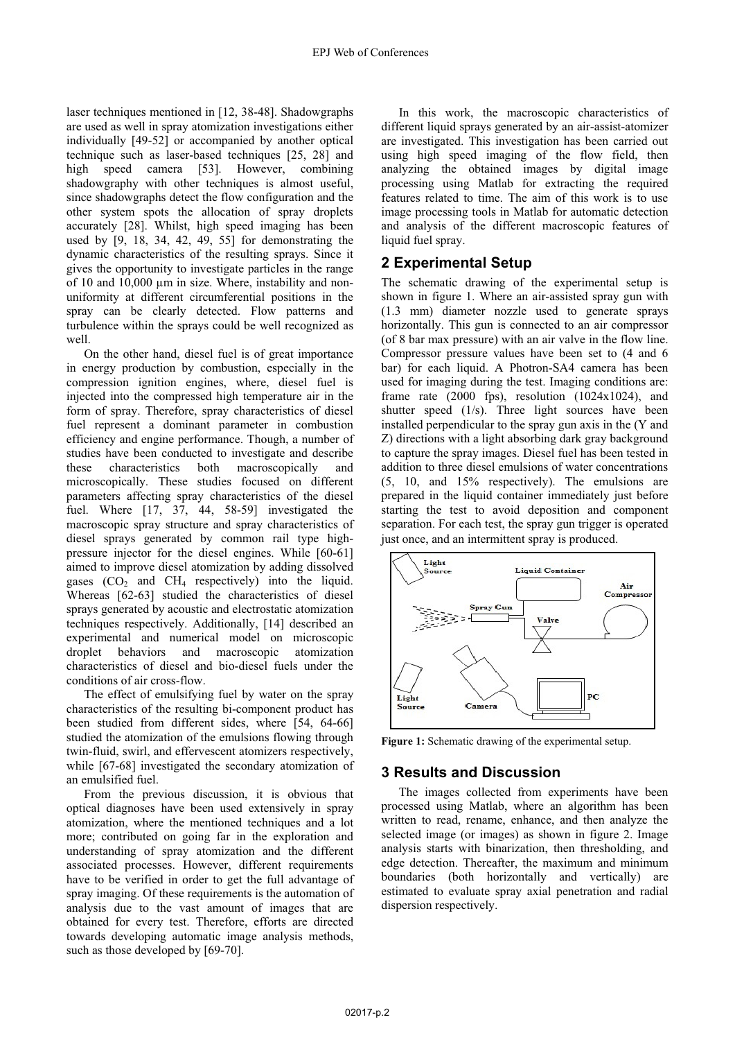laser techniques mentioned in [12, 38-48]. Shadowgraphs are used as well in spray atomization investigations either individually [49-52] or accompanied by another optical technique such as laser-based techniques [25, 28] and high speed camera [53]. However, combining shadowgraphy with other techniques is almost useful, since shadowgraphs detect the flow configuration and the other system spots the allocation of spray droplets accurately [28]. Whilst, high speed imaging has been used by [9, 18, 34, 42, 49, 55] for demonstrating the dynamic characteristics of the resulting sprays. Since it gives the opportunity to investigate particles in the range of 10 and 10,000 μm in size. Where, instability and non-uniformity at different circumferential positions in the spray can be clearly detected. Flow patterns and turbulence within the sprays could be well recognized as well.

On the other hand, diesel fuel is of great importance in energy production by combustion, especially in the compression ignition engines, where, diesel fuel is injected into the compressed high temperature air in the form of spray. Therefore, spray characteristics of diesel fuel represent a dominant parameter in combustion efficiency and engine performance. Though, a number of studies have been conducted to investigate and describe these characteristics both macroscopically and microscopically. These studies focused on different parameters affecting spray characteristics of the diesel fuel. Where [17, 37, 44, 58-59] investigated the macroscopic spray structure and spray characteristics of diesel sprays generated by common rail type high-pressure injector for the diesel engines. While [60-61] aimed to improve diesel atomization by adding dissolved gases ($CO_2$ and $CH_4$ respectively) into the liquid. Whereas [62-63] studied the characteristics of diesel sprays generated by acoustic and electrostatic atomization techniques respectively. Additionally, [14] described an experimental and numerical model on microscopic droplet behaviors and macroscopic atomization characteristics of diesel and bio-diesel fuels under the conditions of air cross-flow.

The effect of emulsifying fuel by water on the spray characteristics of the resulting bi-component product has been studied from different sides, where [54, 64-66] studied the atomization of the emulsions flowing through twin-fluid, swirl, and effervescent atomizers respectively, while [67-68] investigated the secondary atomization of an emulsified fuel.

From the previous discussion, it is obvious that optical diagnoses have been used extensively in spray atomization, where the mentioned techniques and a lot more; contributed on going far in the exploration and understanding of spray atomization and the different associated processes. However, different requirements have to be verified in order to get the full advantage of spray imaging. Of these requirements is the automation of analysis due to the vast amount of images that are obtained for every test. Therefore, efforts are directed towards developing automatic image analysis methods, such as those developed by [69-70].

In this work, the macroscopic characteristics of different liquid sprays generated by an air-assist-atomizer are investigated. This investigation has been carried out using high speed imaging of the flow field, then analyzing the obtained images by digital image processing using Matlab for extracting the required features related to time. The aim of this work is to use image processing tools in Matlab for automatic detection and analysis of the different macroscopic features of liquid fuel spray.

## 2 Experimental Setup

The schematic drawing of the experimental setup is shown in figure 1. Where an air-assisted spray gun with (1.3 mm) diameter nozzle used to generate sprays horizontally. This gun is connected to an air compressor (of 8 bar max pressure) with an air valve in the flow line. Compressor pressure values have been set to (4 and 6 bar) for each liquid. A Photron-SA4 camera has been used for imaging during the test. Imaging conditions are: frame rate (2000 fps), resolution (1024x1024), and shutter speed (1/s). Three light sources have been installed perpendicular to the spray gun axis in the (Y and Z) directions with a light absorbing dark gray background to capture the spray images. Diesel fuel has been tested in addition to three diesel emulsions of water concentrations (5, 10, and 15% respectively). The emulsions are prepared in the liquid container immediately just before starting the test to avoid deposition and component separation. For each test, the spray gun trigger is operated just once, and an intermittent spray is produced.

**Figure 1:** Schematic drawing of the experimental setup.

## 3 Results and Discussion

The images collected from experiments have been processed using Matlab, where an algorithm has been written to read, rename, enhance, and then analyze the selected image (or images) as shown in figure 2. Image analysis starts with binarization, then thresholding, and edge detection. Thereafter, the maximum and minimum boundaries (both horizontally and vertically) are estimated to evaluate spray axial penetration and radial dispersion respectively.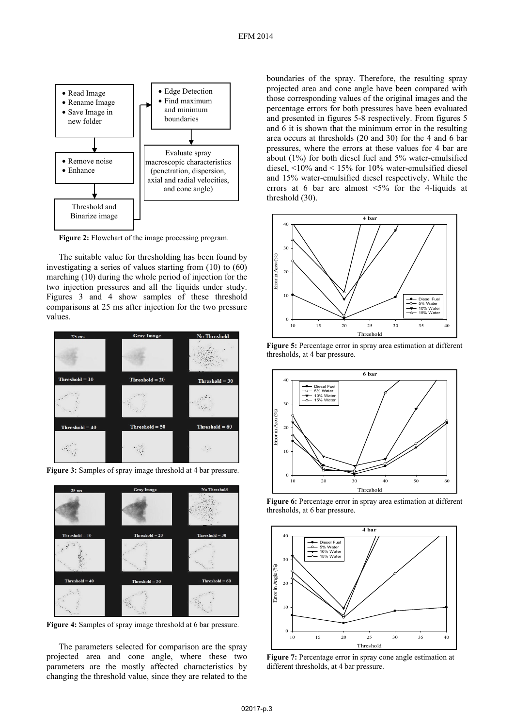**Figure 2:** Flowchart of the image processing program.

The suitable value for thresholding has been found by investigating a series of values starting from (10) to (60) marching (10) during the whole period of injection for the two injection pressures and all the liquids under study. Figures 3 and 4 show samples of these threshold comparisons at 25 ms after injection for the two pressure values.

**Figure 3:** Samples of spray image threshold at 4 bar pressure.

**Figure 4:** Samples of spray image threshold at 6 bar pressure.

The parameters selected for comparison are the spray projected area and cone angle, where these two parameters are the mostly affected characteristics by changing the threshold value, since they are related to the boundaries of the spray. Therefore, the resulting spray projected area and cone angle have been compared with those corresponding values of the original images and the percentage errors for both pressures have been evaluated and presented in figures 5-8 respectively. From figures 5 and 6 it is shown that the minimum error in the resulting area occurs at thresholds (20 and 30) for the 4 and 6 bar pressures, where the errors at these values for 4 bar are about (1%) for both diesel fuel and 5% water-emulsified diesel, <10% and < 15% for 10% water-emulsified diesel and 15% water-emulsified diesel respectively. While the errors at 6 bar are almost <5% for the 4-liquids at threshold (30).

**Figure 5:** Percentage error in spray area estimation at different thresholds, at 4 bar pressure.

**Figure 6:** Percentage error in spray area estimation at different thresholds, at 6 bar pressure.

**Figure 7:** Percentage error in spray cone angle estimation at different thresholds, at 4 bar pressure.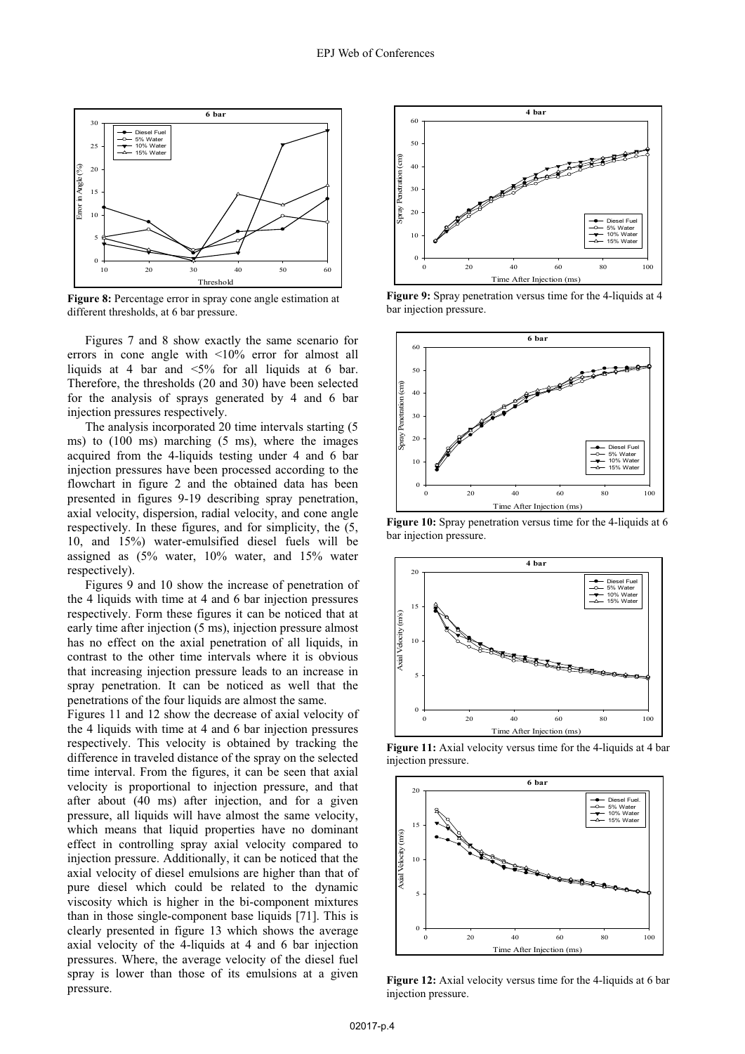**Figure 8:** Percentage error in spray cone angle estimation at different thresholds, at 6 bar pressure.

Figures 7 and 8 show exactly the same scenario for errors in cone angle with <10% error for almost all liquids at 4 bar and <5% for all liquids at 6 bar. Therefore, the thresholds (20 and 30) have been selected for the analysis of sprays generated by 4 and 6 bar injection pressures respectively.

The analysis incorporated 20 time intervals starting (5 ms) to (100 ms) marching (5 ms), where the images acquired from the 4-liquids testing under 4 and 6 bar injection pressures have been processed according to the flowchart in figure 2 and the obtained data has been presented in figures 9-19 describing spray penetration, axial velocity, dispersion, radial velocity, and cone angle respectively. In these figures, and for simplicity, the (5, 10, and 15%) water-emulsified diesel fuels will be assigned as (5% water, 10% water, and 15% water respectively).

Figures 9 and 10 show the increase of penetration of the 4 liquids with time at 4 and 6 bar injection pressures respectively. Form these figures it can be noticed that at early time after injection (5 ms), injection pressure almost has no effect on the axial penetration of all liquids, in contrast to the other time intervals where it is obvious that increasing injection pressure leads to an increase in spray penetration. It can be noticed as well that the penetrations of the four liquids are almost the same.

Figures 11 and 12 show the decrease of axial velocity of the 4 liquids with time at 4 and 6 bar injection pressures respectively. This velocity is obtained by tracking the difference in traveled distance of the spray on the selected time interval. From the figures, it can be seen that axial velocity is proportional to injection pressure, and that after about (40 ms) after injection, and for a given pressure, all liquids will have almost the same velocity, which means that liquid properties have no dominant effect in controlling spray axial velocity compared to injection pressure. Additionally, it can be noticed that the axial velocity of diesel emulsions are higher than that of pure diesel which could be related to the dynamic viscosity which is higher in the bi-component mixtures than in those single-component base liquids [71]. This is clearly presented in figure 13 which shows the average axial velocity of the 4-liquids at 4 and 6 bar injection pressures. Where, the average velocity of the diesel fuel spray is lower than those of its emulsions at a given pressure.

**Figure 9:** Spray penetration versus time for the 4-liquids at 4 bar injection pressure.

**Figure 10:** Spray penetration versus time for the 4-liquids at 6 bar injection pressure.

**Figure 11:** Axial velocity versus time for the 4-liquids at 4 bar injection pressure.

**Figure 12:** Axial velocity versus time for the 4-liquids at 6 bar injection pressure.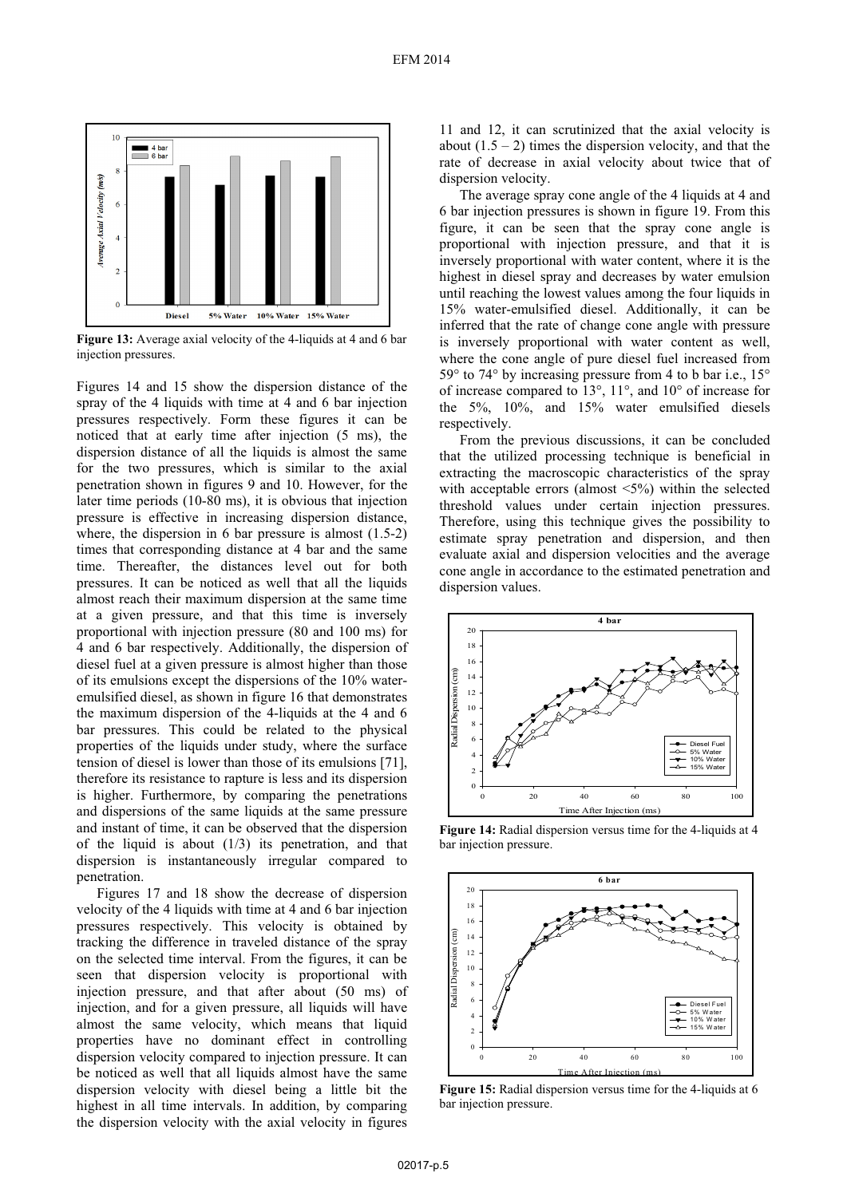**Figure 13:** Average axial velocity of the 4-liquids at 4 and 6 bar injection pressures.

Figures 14 and 15 show the dispersion distance of the spray of the 4 liquids with time at 4 and 6 bar injection pressures respectively. Form these figures it can be noticed that at early time after injection (5 ms), the dispersion distance of all the liquids is almost the same for the two pressures, which is similar to the axial penetration shown in figures 9 and 10. However, for the later time periods (10-80 ms), it is obvious that injection pressure is effective in increasing dispersion distance, where, the dispersion in 6 bar pressure is almost (1.5-2) times that corresponding distance at 4 bar and the same time. Thereafter, the distances level out for both pressures. It can be noticed as well that all the liquids almost reach their maximum dispersion at the same time at a given pressure, and that this time is inversely proportional with injection pressure (80 and 100 ms) for 4 and 6 bar respectively. Additionally, the dispersion of diesel fuel at a given pressure is almost higher than those of its emulsions except the dispersions of the 10% water-emulsified diesel, as shown in figure 16 that demonstrates the maximum dispersion of the 4-liquids at the 4 and 6 bar pressures. This could be related to the physical properties of the liquids under study, where the surface tension of diesel is lower than those of its emulsions [71], therefore its resistance to rapture is less and its dispersion is higher. Furthermore, by comparing the penetrations and dispersions of the same liquids at the same pressure and instant of time, it can be observed that the dispersion of the liquid is about (1/3) its penetration, and that dispersion is instantaneously irregular compared to penetration.

Figures 17 and 18 show the decrease of dispersion velocity of the 4 liquids with time at 4 and 6 bar injection pressures respectively. This velocity is obtained by tracking the difference in traveled distance of the spray on the selected time interval. From the figures, it can be seen that dispersion velocity is proportional with injection pressure, and that after about (50 ms) of injection, and for a given pressure, all liquids will have almost the same velocity, which means that liquid properties have no dominant effect in controlling dispersion velocity compared to injection pressure. It can be noticed as well that all liquids almost have the same dispersion velocity with diesel being a little bit the highest in all time intervals. In addition, by comparing the dispersion velocity with the axial velocity in figures 11 and 12, it can scrutinized that the axial velocity is about (1.5 – 2) times the dispersion velocity, and that the rate of decrease in axial velocity about twice that of dispersion velocity.

The average spray cone angle of the 4 liquids at 4 and 6 bar injection pressures is shown in figure 19. From this figure, it can be seen that the spray cone angle is proportional with injection pressure, and that it is inversely proportional with water content, where it is the highest in diesel spray and decreases by water emulsion until reaching the lowest values among the four liquids in 15% water-emulsified diesel. Additionally, it can be inferred that the rate of change cone angle with pressure is inversely proportional with water content as well, where the cone angle of pure diesel fuel increased from 59° to 74° by increasing pressure from 4 to b bar i.e., 15° of increase compared to 13°, 11°, and 10° of increase for the 5%, 10%, and 15% water emulsified diesels respectively.

From the previous discussions, it can be concluded that the utilized processing technique is beneficial in extracting the macroscopic characteristics of the spray with acceptable errors (almost <5%) within the selected threshold values under certain injection pressures. Therefore, using this technique gives the possibility to estimate spray penetration and dispersion, and then evaluate axial and dispersion velocities and the average cone angle in accordance to the estimated penetration and dispersion values.

**Figure 14:** Radial dispersion versus time for the 4-liquids at 4 bar injection pressure.

**Figure 15:** Radial dispersion versus time for the 4-liquids at 6 bar injection pressure.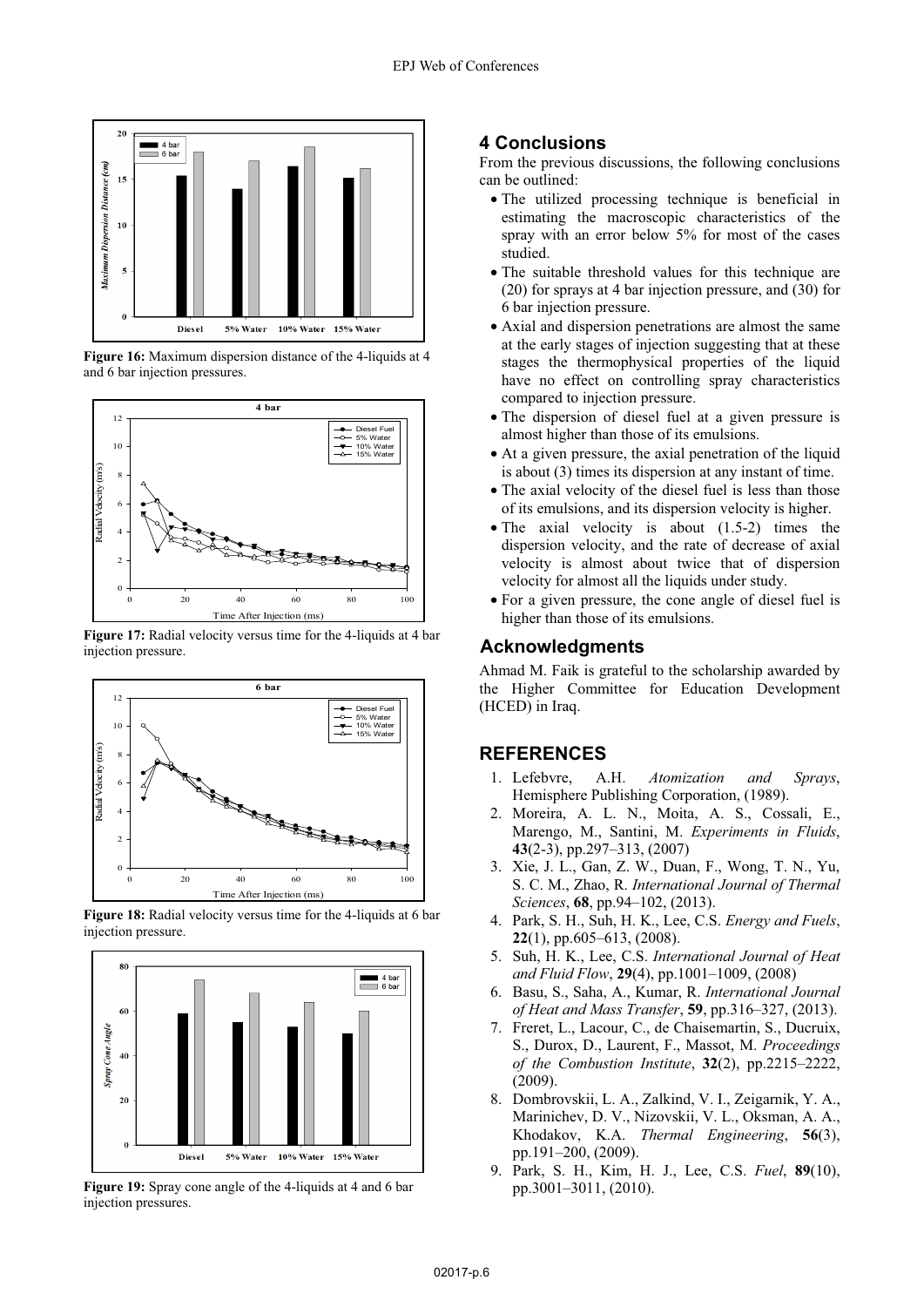Figure 16: Maximum dispersion distance of the 4-liquids at 4 and 6 bar injection pressures.

Figure 17: Radial velocity versus time for the 4-liquids at 4 bar injection pressure.

Figure 18: Radial velocity versus time for the 4-liquids at 6 bar injection pressure.

Figure 19: Spray cone angle of the 4-liquids at 4 and 6 bar injection pressures.

## 4 Conclusions

From the previous discussions, the following conclusions can be outlined:

- The utilized processing technique is beneficial in estimating the macroscopic characteristics of the spray with an error below 5% for most of the cases studied.
- The suitable threshold values for this technique are (20) for sprays at 4 bar injection pressure, and (30) for 6 bar injection pressure.
- Axial and dispersion penetrations are almost the same at the early stages of injection suggesting that at these stages the thermophysical properties of the liquid have no effect on controlling spray characteristics compared to injection pressure.
- The dispersion of diesel fuel at a given pressure is almost higher than those of its emulsions.
- At a given pressure, the axial penetration of the liquid is about (3) times its dispersion at any instant of time.
- The axial velocity of the diesel fuel is less than those of its emulsions, and its dispersion velocity is higher.
- The axial velocity is about (1.5-2) times the dispersion velocity, and the rate of decrease of axial velocity is almost about twice that of dispersion velocity for almost all the liquids under study.
- For a given pressure, the cone angle of diesel fuel is higher than those of its emulsions.

## Acknowledgments

Ahmad M. Faik is grateful to the scholarship awarded by the Higher Committee for Education Development (HCED) in Iraq.

## REFERENCES

1. Lefebvre, A.H. *Atomization and Sprays*, Hemisphere Publishing Corporation, (1989).
2. Moreira, A. L. N., Moita, A. S., Cossali, E., Marengo, M., Santini, M. *Experiments in Fluids*, **43**(2-3), pp.297–313, (2007)
3. Xie, J. L., Gan, Z. W., Duan, F., Wong, T. N., Yu, S. C. M., Zhao, R. *International Journal of Thermal Sciences*, **68**, pp.94–102, (2013).
4. Park, S. H., Suh, H. K., Lee, C.S. *Energy and Fuels*, **22**(1), pp.605–613, (2008).
5. Suh, H. K., Lee, C.S. *International Journal of Heat and Fluid Flow*, **29**(4), pp.1001–1009, (2008)
6. Basu, S., Saha, A., Kumar, R. *International Journal of Heat and Mass Transfer*, **59**, pp.316–327, (2013).
7. Freret, L., Lacour, C., de Chaisemartin, S., Ducruix, S., Durox, D., Laurent, F., Massot, M. *Proceedings of the Combustion Institute*, **32**(2), pp.2215–2222, (2009).
8. Dombrovskii, L. A., Zalkind, V. I., Zeigarnik, Y. A., Marinichev, D. V., Nizovskii, V. L., Oksman, A. A., Khodakov, K.A. *Thermal Engineering*, **56**(3), pp.191–200, (2009).
9. Park, S. H., Kim, H. J., Lee, C.S. *Fuel*, **89**(10), pp.3001–3011, (2010).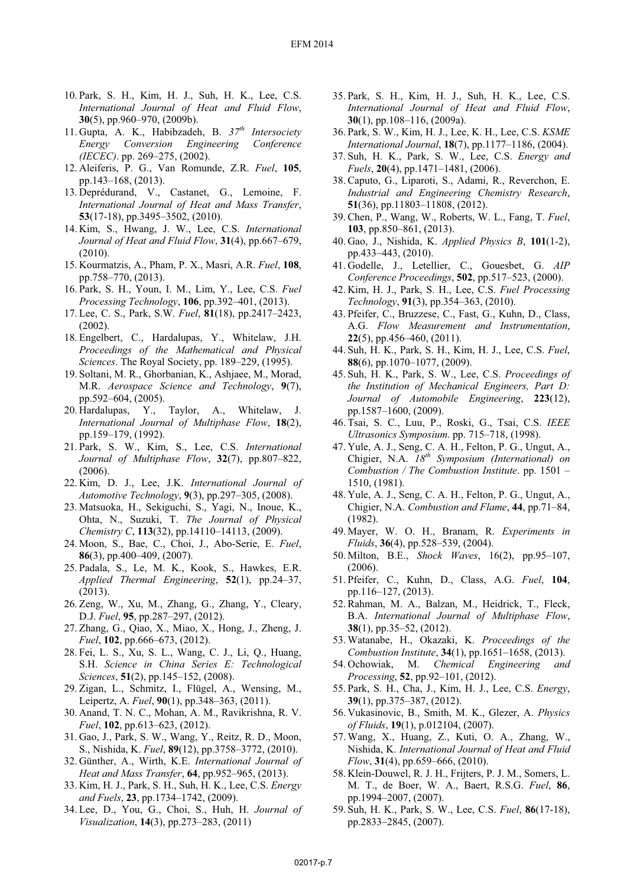10. Park, S. H., Kim, H. J., Suh, H. K., Lee, C.S. *International Journal of Heat and Fluid Flow*, **30**(5), pp.960–970, (2009b).
11. Gupta, A. K., Habibzadeh, B. *37th Intersociety Energy Conversion Engineering Conference (IECEC)*. pp. 269–275, (2002).
12. Aleiferis, P. G., Van Romunde, Z.R. *Fuel*, **105**, pp.143–168, (2013).
13. Deprédurand, V., Castanet, G., Lemoine, F. *International Journal of Heat and Mass Transfer*, **53**(17-18), pp.3495–3502, (2010).
14. Kim, S., Hwang, J. W., Lee, C.S. *International Journal of Heat and Fluid Flow*, **31**(4), pp.667–679, (2010).
15. Kourmatzis, A., Pham, P. X., Masri, A.R. *Fuel*, **108**, pp.758–770, (2013).
16. Park, S. H., Youn, I. M., Lim, Y., Lee, C.S. *Fuel Processing Technology*, **106**, pp.392–401, (2013).
17. Lee, C. S., Park, S.W. *Fuel*, **81**(18), pp.2417–2423, (2002).
18. Engelbert, C., Hardalupas, Y., Whitelaw, J.H. *Proceedings of the Mathematical and Physical Sciences*. The Royal Society, pp. 189–229, (1995).
19. Soltani, M. R., Ghorbanian, K., Ashjaee, M., Morad, M.R. *Aerospace Science and Technology*, **9**(7), pp.592–604, (2005).
20. Hardalupas, Y., Taylor, A., Whitelaw, J. *International Journal of Multiphase Flow*, **18**(2), pp.159–179, (1992).
21. Park, S. W., Kim, S., Lee, C.S. *International Journal of Multiphase Flow*, **32**(7), pp.807–822, (2006).
22. Kim, D. J., Lee, J.K. *International Journal of Automotive Technology*, **9**(3), pp.297–305, (2008).
23. Matsuoka, H., Sekiguchi, S., Yagi, N., Inoue, K., Ohta, N., Suzuki, T. *The Journal of Physical Chemistry C*, **113**(32), pp.14110–14113, (2009).
24. Moon, S., Bae, C., Choi, J., Abo-Serie, E. *Fuel*, **86**(3), pp.400–409, (2007).
25. Padala, S., Le, M. K., Kook, S., Hawkes, E.R. *Applied Thermal Engineering*, **52**(1), pp.24–37, (2013).
26. Zeng, W., Xu, M., Zhang, G., Zhang, Y., Cleary, D.J. *Fuel*, **95**, pp.287–297, (2012).
27. Zhang, G., Qiao, X., Miao, X., Hong, J., Zheng, J. *Fuel*, **102**, pp.666–673, (2012).
28. Fei, L. S., Xu, S. L., Wang, C. J., Li, Q., Huang, S.H. *Science in China Series E: Technological Sciences*, **51**(2), pp.145–152, (2008).
29. Zigan, L., Schmitz, I., Flügel, A., Wensing, M., Leipertz, A. *Fuel*, **90**(1), pp.348–363, (2011).
30. Anand, T. N. C., Mohan, A. M., Ravikrishna, R. V. *Fuel*, **102**, pp.613–623, (2012).
31. Gao, J., Park, S. W., Wang, Y., Reitz, R. D., Moon, S., Nishida, K. *Fuel*, **89**(12), pp.3758–3772, (2010).
32. Günther, A., Wirth, K.E. *International Journal of Heat and Mass Transfer*, **64**, pp.952–965, (2013).
33. Kim, H. J., Park, S. H., Suh, H. K., Lee, C.S. *Energy and Fuels*, **23**, pp.1734–1742, (2009).
34. Lee, D., You, G., Choi, S., Huh, H. *Journal of Visualization*, **14**(3), pp.273–283, (2011)
35. Park, S. H., Kim, H. J., Suh, H. K., Lee, C.S. *International Journal of Heat and Fluid Flow*, **30**(1), pp.108–116, (2009a).
36. Park, S. W., Kim, H. J., Lee, K. H., Lee, C.S. *KSME International Journal*, **18**(7), pp.1177–1186, (2004).
37. Suh, H. K., Park, S. W., Lee, C.S. *Energy and Fuels*, **20**(4), pp.1471–1481, (2006).
38. Caputo, G., Liparoti, S., Adami, R., Reverchon, E. *Industrial and Engineering Chemistry Research*, **51**(36), pp.11803–11808, (2012).
39. Chen, P., Wang, W., Roberts, W. L., Fang, T. *Fuel*, **103**, pp.850–861, (2013).
40. Gao, J., Nishida, K. *Applied Physics B*, **101**(1-2), pp.433–443, (2010).
41. Godelle, J., Letellier, C., Gouesbet, G. *AIP Conference Proceedings*, **502**, pp.517–523, (2000).
42. Kim, H. J., Park, S. H., Lee, C.S. *Fuel Processing Technology*, **91**(3), pp.354–363, (2010).
43. Pfeifer, C., Bruzzese, C., Fast, G., Kuhn, D., Class, A.G. *Flow Measurement and Instrumentation*, **22**(5), pp.456–460, (2011).
44. Suh, H. K., Park, S. H., Kim, H. J., Lee, C.S. *Fuel*, **88**(6), pp.1070–1077, (2009).
45. Suh, H. K., Park, S. W., Lee, C.S. *Proceedings of the Institution of Mechanical Engineers, Part D: Journal of Automobile Engineering*, **223**(12), pp.1587–1600, (2009).
46. Tsai, S. C., Luu, P., Roski, G., Tsai, C.S. *IEEE Ultrasonics Symposium*. pp. 715–718, (1998).
47. Yule, A. J., Seng, C. A. H., Felton, P. G., Ungut, A., Chigier, N.A. *18th Symposium (International) on Combustion / The Combustion Institute*. pp. 1501 – 1510, (1981).
48. Yule, A. J., Seng, C. A. H., Felton, P. G., Ungut, A., Chigier, N.A. *Combustion and Flame*, **44**, pp.71–84, (1982).
49. Mayer, W. O. H., Branam, R. *Experiments in Fluids*, **36**(4), pp.528–539, (2004).
50. Milton, B.E., *Shock Waves*, 16(2), pp.95–107, (2006).
51. Pfeifer, C., Kuhn, D., Class, A.G. *Fuel*, **104**, pp.116–127, (2013).
52. Rahman, M. A., Balzan, M., Heidrick, T., Fleck, B.A. *International Journal of Multiphase Flow*, **38**(1), pp.35–52, (2012).
53. Watanabe, H., Okazaki, K. *Proceedings of the Combustion Institute*, **34**(1), pp.1651–1658, (2013).
54. Ochowiak, M. *Chemical Engineering and Processing*, **52**, pp.92–101, (2012).
55. Park, S. H., Cha, J., Kim, H. J., Lee, C.S. *Energy*, **39**(1), pp.375–387, (2012).
56. Vukasinovic, B., Smith, M. K., Glezer, A. *Physics of Fluids*, **19**(1), p.012104, (2007).
57. Wang, X., Huang, Z., Kuti, O. A., Zhang, W., Nishida, K. *International Journal of Heat and Fluid Flow*, **31**(4), pp.659–666, (2010).
58. Klein-Douwel, R. J. H., Frijters, P. J. M., Somers, L. M. T., de Boer, W. A., Baert, R.S.G. *Fuel*, **86**, pp.1994–2007, (2007).
59. Suh, H. K., Park, S. W., Lee, C.S. *Fuel*, **86**(17-18), pp.2833–2845, (2007).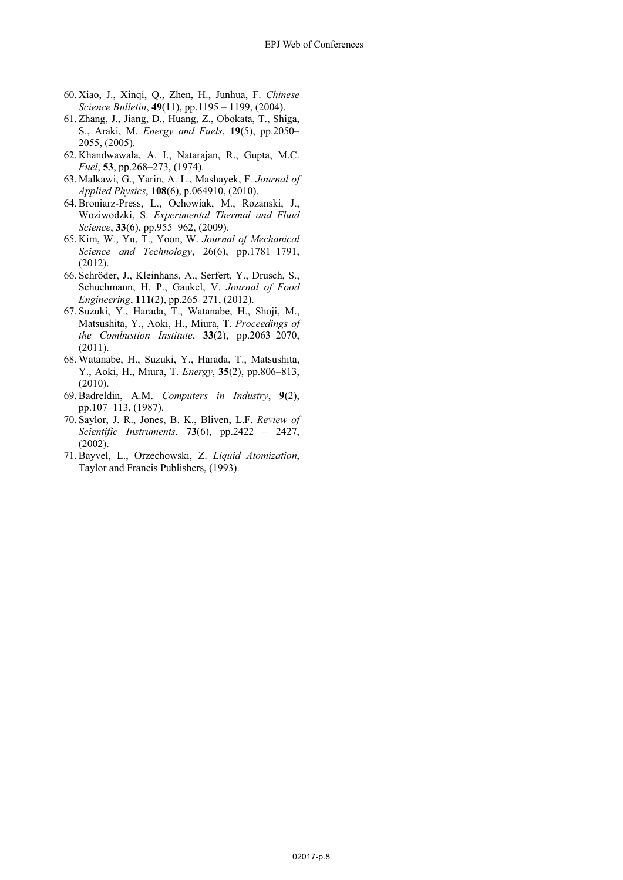60. Xiao, J., Xinqi, Q., Zhen, H., Junhua, F. *Chinese Science Bulletin*, **49**(11), pp.1195 – 1199, (2004).
61. Zhang, J., Jiang, D., Huang, Z., Obokata, T., Shiga, S., Araki, M. *Energy and Fuels*, **19**(5), pp.2050–2055, (2005).
62. Khandwawala, A. I., Natarajan, R., Gupta, M.C. *Fuel*, **53**, pp.268–273, (1974).
63. Malkawi, G., Yarin, A. L., Mashayek, F. *Journal of Applied Physics*, **108**(6), p.064910, (2010).
64. Broniarz-Press, L., Ochowiak, M., Rozanski, J., Woziwodzki, S. *Experimental Thermal and Fluid Science*, **33**(6), pp.955–962, (2009).
65. Kim, W., Yu, T., Yoon, W. *Journal of Mechanical Science and Technology*, 26(6), pp.1781–1791, (2012).
66. Schröder, J., Kleinhans, A., Serfert, Y., Drusch, S., Schuchmann, H. P., Gaukel, V. *Journal of Food Engineering*, **111**(2), pp.265–271, (2012).
67. Suzuki, Y., Harada, T., Watanabe, H., Shoji, M., Matsushita, Y., Aoki, H., Miura, T. *Proceedings of the Combustion Institute*, **33**(2), pp.2063–2070, (2011).
68. Watanabe, H., Suzuki, Y., Harada, T., Matsushita, Y., Aoki, H., Miura, T. *Energy*, **35**(2), pp.806–813, (2010).
69. Badreldin, A.M. *Computers in Industry*, **9**(2), pp.107–113, (1987).
70. Saylor, J. R., Jones, B. K., Bliven, L.F. *Review of Scientific Instruments*, **73**(6), pp.2422 – 2427, (2002).
71. Bayvel, L., Orzechowski, Z. *Liquid Atomization*, Taylor and Francis Publishers, (1993).